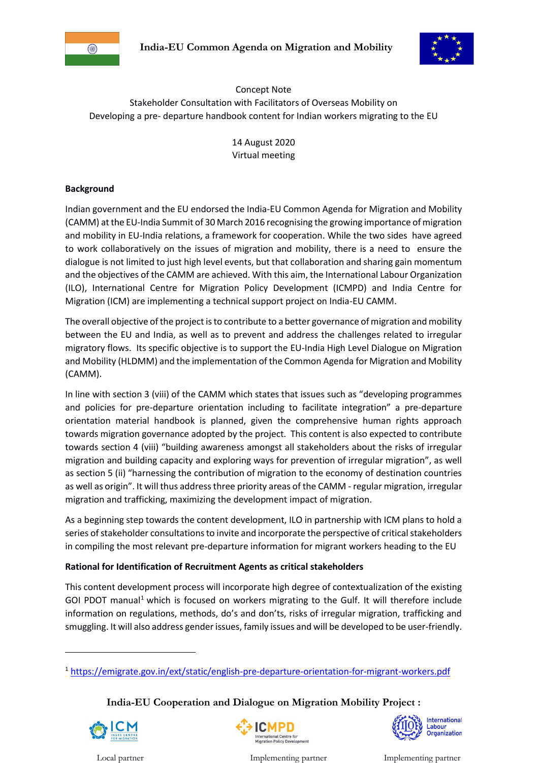# India-EU Common Agenda on Migration and Mobility

Concept Note
Stakeholder Consultation with Facilitators of Overseas Mobility on
Developing a pre- departure handbook content for Indian workers migrating to the EU

14 August 2020
Virtual meeting

**Background**

Indian government and the EU endorsed the India-EU Common Agenda for Migration and Mobility (CAMM) at the EU-India Summit of 30 March 2016 recognising the growing importance of migration and mobility in EU-India relations, a framework for cooperation. While the two sides have agreed to work collaboratively on the issues of migration and mobility, there is a need to ensure the dialogue is not limited to just high level events, but that collaboration and sharing gain momentum and the objectives of the CAMM are achieved. With this aim, the International Labour Organization (ILO), International Centre for Migration Policy Development (ICMPD) and India Centre for Migration (ICM) are implementing a technical support project on India-EU CAMM.

The overall objective of the project is to contribute to a better governance of migration and mobility between the EU and India, as well as to prevent and address the challenges related to irregular migratory flows. Its specific objective is to support the EU-India High Level Dialogue on Migration and Mobility (HLDMM) and the implementation of the Common Agenda for Migration and Mobility (CAMM).

In line with section 3 (viii) of the CAMM which states that issues such as "developing programmes and policies for pre-departure orientation including to facilitate integration" a pre-departure orientation material handbook is planned, given the comprehensive human rights approach towards migration governance adopted by the project. This content is also expected to contribute towards section 4 (viii) "building awareness amongst all stakeholders about the risks of irregular migration and building capacity and exploring ways for prevention of irregular migration", as well as section 5 (ii) "harnessing the contribution of migration to the economy of destination countries as well as origin". It will thus address three priority areas of the CAMM - regular migration, irregular migration and trafficking, maximizing the development impact of migration.

As a beginning step towards the content development, ILO in partnership with ICM plans to hold a series of stakeholder consultations to invite and incorporate the perspective of critical stakeholders in compiling the most relevant pre-departure information for migrant workers heading to the EU

**Rational for Identification of Recruitment Agents as critical stakeholders**

This content development process will incorporate high degree of contextualization of the existing GOI PDOT manual[1] which is focused on workers migrating to the Gulf. It will therefore include information on regulations, methods, do's and don'ts, risks of irregular migration, trafficking and smuggling. It will also address gender issues, family issues and will be developed to be user-friendly.

[1] https://emigrate.gov.in/ext/static/english-pre-departure-orientation-for-migrant-workers.pdf

**India-EU Cooperation and Dialogue on Migration Mobility Project :**

Local partner — ICM India Centre for Migration | Implementing partner — ICMPD International Centre for Migration Policy Development | Implementing partner — International Labour Organization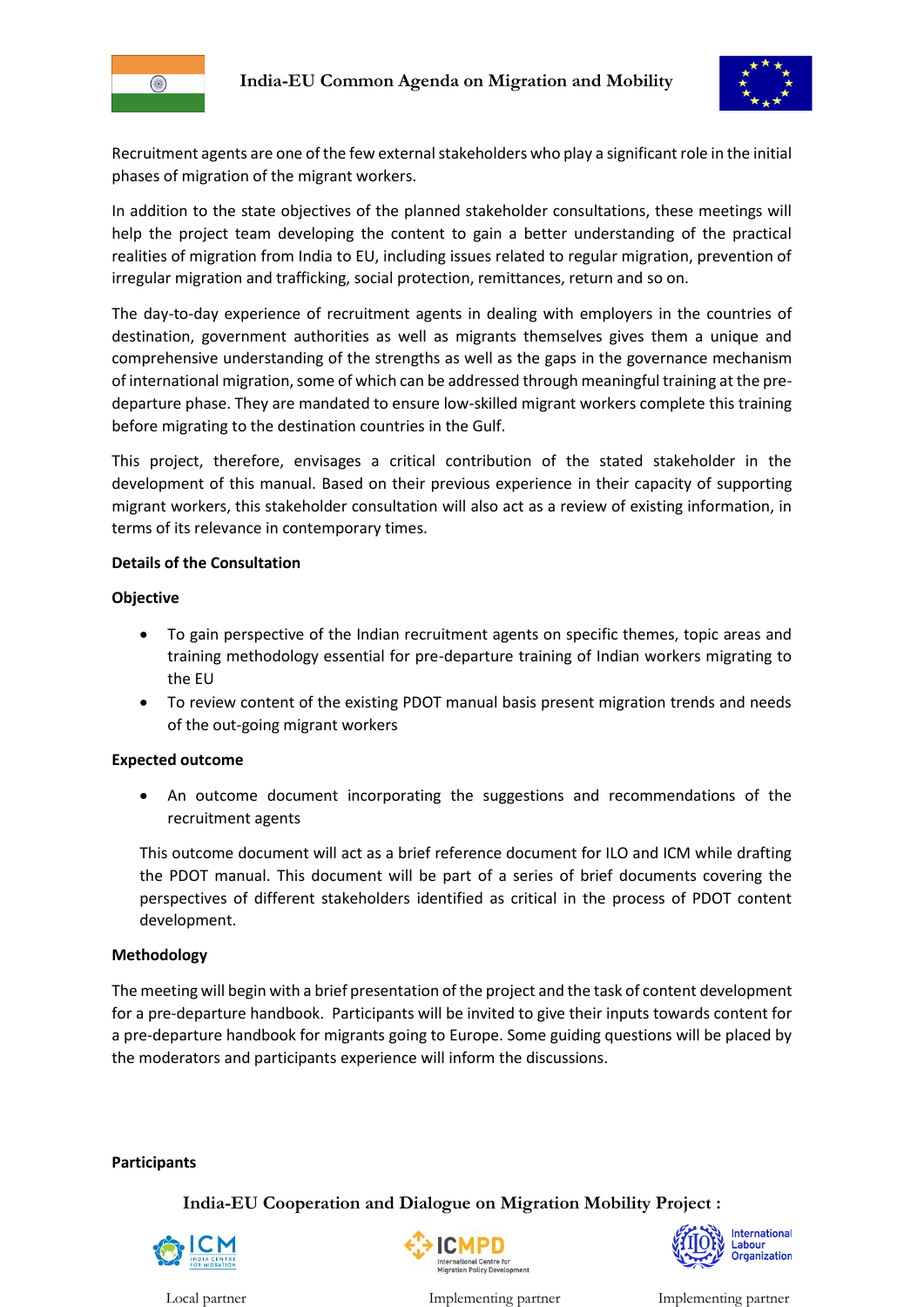Recruitment agents are one of the few external stakeholders who play a significant role in the initial phases of migration of the migrant workers.

In addition to the state objectives of the planned stakeholder consultations, these meetings will help the project team developing the content to gain a better understanding of the practical realities of migration from India to EU, including issues related to regular migration, prevention of irregular migration and trafficking, social protection, remittances, return and so on.

The day-to-day experience of recruitment agents in dealing with employers in the countries of destination, government authorities as well as migrants themselves gives them a unique and comprehensive understanding of the strengths as well as the gaps in the governance mechanism of international migration, some of which can be addressed through meaningful training at the pre-departure phase. They are mandated to ensure low-skilled migrant workers complete this training before migrating to the destination countries in the Gulf.

This project, therefore, envisages a critical contribution of the stated stakeholder in the development of this manual. Based on their previous experience in their capacity of supporting migrant workers, this stakeholder consultation will also act as a review of existing information, in terms of its relevance in contemporary times.

**Details of the Consultation**

**Objective**

- To gain perspective of the Indian recruitment agents on specific themes, topic areas and training methodology essential for pre-departure training of Indian workers migrating to the EU
- To review content of the existing PDOT manual basis present migration trends and needs of the out-going migrant workers

**Expected outcome**

- An outcome document incorporating the suggestions and recommendations of the recruitment agents

This outcome document will act as a brief reference document for ILO and ICM while drafting the PDOT manual. This document will be part of a series of brief documents covering the perspectives of different stakeholders identified as critical in the process of PDOT content development.

**Methodology**

The meeting will begin with a brief presentation of the project and the task of content development for a pre-departure handbook. Participants will be invited to give their inputs towards content for a pre-departure handbook for migrants going to Europe. Some guiding questions will be placed by the moderators and participants experience will inform the discussions.

**Participants**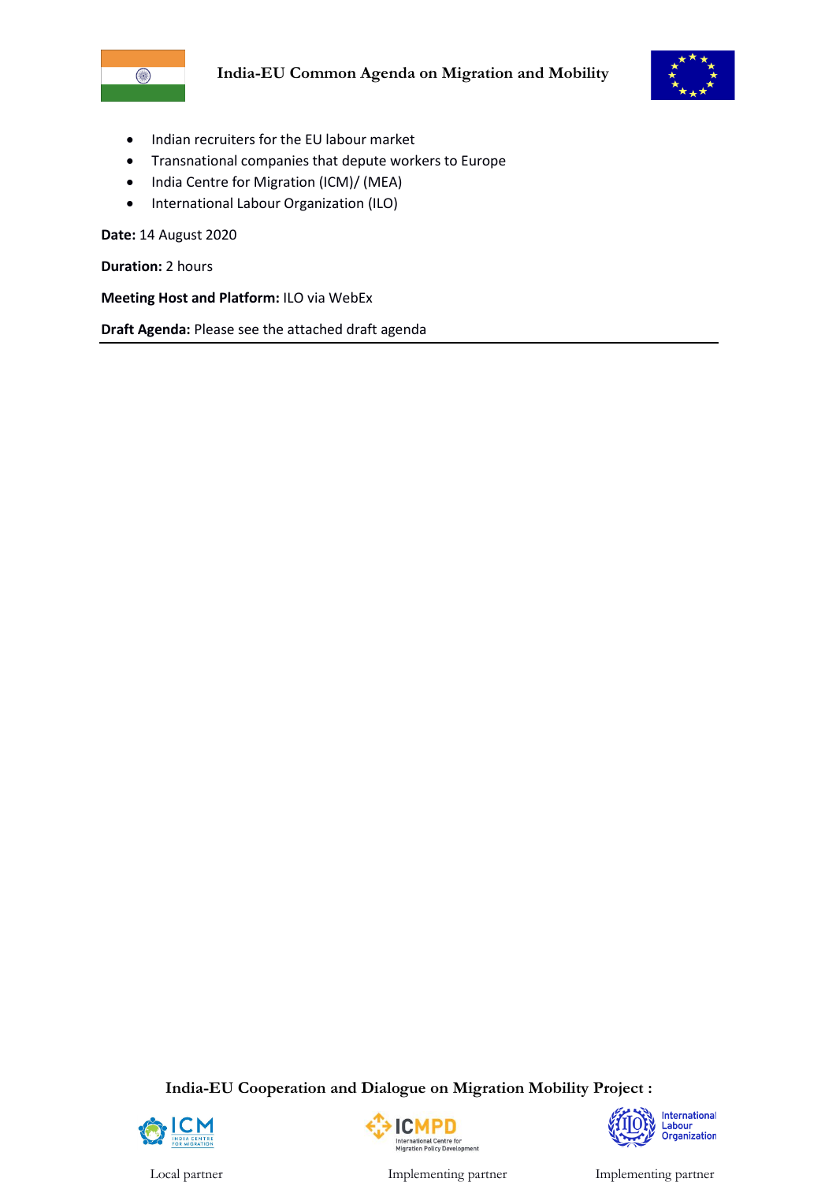- Indian recruiters for the EU labour market
- Transnational companies that depute workers to Europe
- India Centre for Migration (ICM)/ (MEA)
- International Labour Organization (ILO)

**Date:** 14 August 2020

**Duration:** 2 hours

**Meeting Host and Platform:** ILO via WebEx

**Draft Agenda:** Please see the attached draft agenda

---